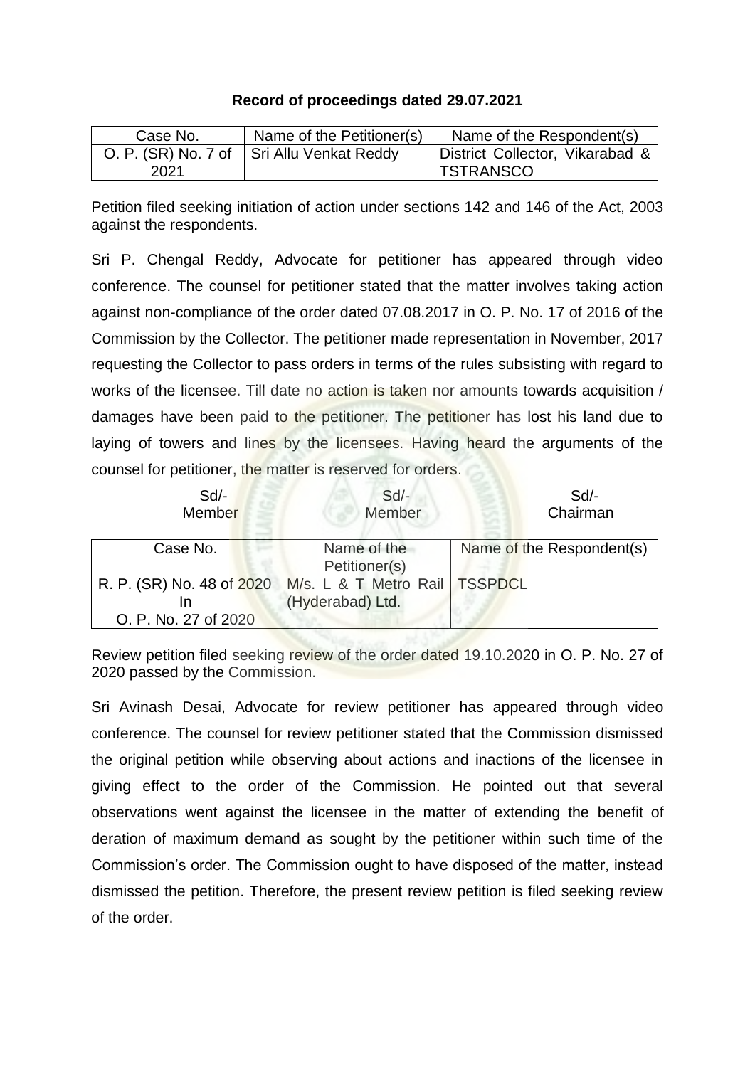**Record of proceedings dated 29.07.2021**

| Case No. | Name of the Petitioner(s) | Name of the Respondent(s) |
|---|---|---|
| O. P. (SR) No. 7 of 2021 | Sri Allu Venkat Reddy | District Collector, Vikarabad & TSTRANSCO |

Petition filed seeking initiation of action under sections 142 and 146 of the Act, 2003 against the respondents.

Sri P. Chengal Reddy, Advocate for petitioner has appeared through video conference. The counsel for petitioner stated that the matter involves taking action against non-compliance of the order dated 07.08.2017 in O. P. No. 17 of 2016 of the Commission by the Collector. The petitioner made representation in November, 2017 requesting the Collector to pass orders in terms of the rules subsisting with regard to works of the licensee. Till date no action is taken nor amounts towards acquisition / damages have been paid to the petitioner. The petitioner has lost his land due to laying of towers and lines by the licensees. Having heard the arguments of the counsel for petitioner, the matter is reserved for orders.

| Sd/- | Sd/- | Sd/- |
|---|---|---|
| Member | Member | Chairman |

| Case No. | Name of the Petitioner(s) | Name of the Respondent(s) |
|---|---|---|
| R. P. (SR) No. 48 of 2020 In O. P. No. 27 of 2020 | M/s. L & T Metro Rail (Hyderabad) Ltd. | TSSPDCL |

Review petition filed seeking review of the order dated 19.10.2020 in O. P. No. 27 of 2020 passed by the Commission.

Sri Avinash Desai, Advocate for review petitioner has appeared through video conference. The counsel for review petitioner stated that the Commission dismissed the original petition while observing about actions and inactions of the licensee in giving effect to the order of the Commission. He pointed out that several observations went against the licensee in the matter of extending the benefit of deration of maximum demand as sought by the petitioner within such time of the Commission's order. The Commission ought to have disposed of the matter, instead dismissed the petition. Therefore, the present review petition is filed seeking review of the order.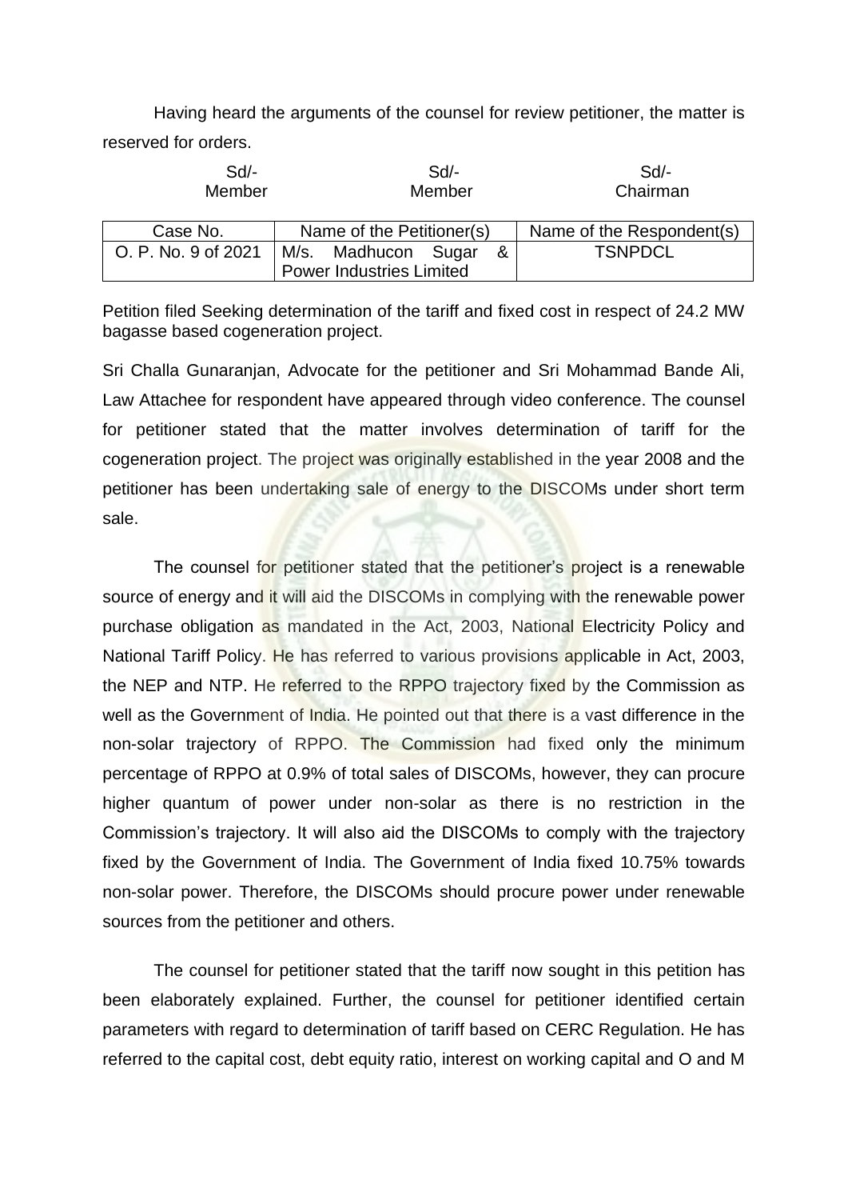Having heard the arguments of the counsel for review petitioner, the matter is reserved for orders.

| Sd/- Member | Sd/- Member | Sd/- Chairman |
|---|---|---|

| Case No. | Name of the Petitioner(s) | Name of the Respondent(s) |
|---|---|---|
| O. P. No. 9 of 2021 | M/s. Madhucon Sugar & Power Industries Limited | TSNPDCL |

Petition filed Seeking determination of the tariff and fixed cost in respect of 24.2 MW bagasse based cogeneration project.

Sri Challa Gunaranjan, Advocate for the petitioner and Sri Mohammad Bande Ali, Law Attachee for respondent have appeared through video conference. The counsel for petitioner stated that the matter involves determination of tariff for the cogeneration project. The project was originally established in the year 2008 and the petitioner has been undertaking sale of energy to the DISCOMs under short term sale.

The counsel for petitioner stated that the petitioner's project is a renewable source of energy and it will aid the DISCOMs in complying with the renewable power purchase obligation as mandated in the Act, 2003, National Electricity Policy and National Tariff Policy. He has referred to various provisions applicable in Act, 2003, the NEP and NTP. He referred to the RPPO trajectory fixed by the Commission as well as the Government of India. He pointed out that there is a vast difference in the non-solar trajectory of RPPO. The Commission had fixed only the minimum percentage of RPPO at 0.9% of total sales of DISCOMs, however, they can procure higher quantum of power under non-solar as there is no restriction in the Commission's trajectory. It will also aid the DISCOMs to comply with the trajectory fixed by the Government of India. The Government of India fixed 10.75% towards non-solar power. Therefore, the DISCOMs should procure power under renewable sources from the petitioner and others.

The counsel for petitioner stated that the tariff now sought in this petition has been elaborately explained. Further, the counsel for petitioner identified certain parameters with regard to determination of tariff based on CERC Regulation. He has referred to the capital cost, debt equity ratio, interest on working capital and O and M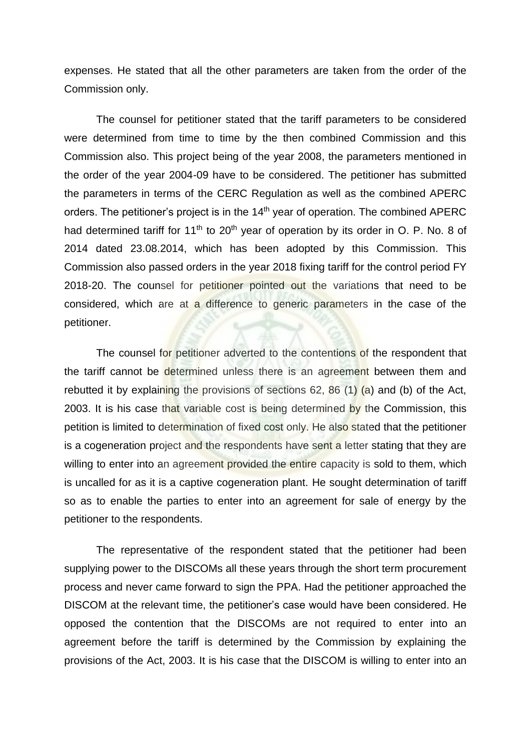expenses. He stated that all the other parameters are taken from the order of the Commission only.

The counsel for petitioner stated that the tariff parameters to be considered were determined from time to time by the then combined Commission and this Commission also. This project being of the year 2008, the parameters mentioned in the order of the year 2004-09 have to be considered. The petitioner has submitted the parameters in terms of the CERC Regulation as well as the combined APERC orders. The petitioner's project is in the 14th year of operation. The combined APERC had determined tariff for 11th to 20th year of operation by its order in O. P. No. 8 of 2014 dated 23.08.2014, which has been adopted by this Commission. This Commission also passed orders in the year 2018 fixing tariff for the control period FY 2018-20. The counsel for petitioner pointed out the variations that need to be considered, which are at a difference to generic parameters in the case of the petitioner.

The counsel for petitioner adverted to the contentions of the respondent that the tariff cannot be determined unless there is an agreement between them and rebutted it by explaining the provisions of sections 62, 86 (1) (a) and (b) of the Act, 2003. It is his case that variable cost is being determined by the Commission, this petition is limited to determination of fixed cost only. He also stated that the petitioner is a cogeneration project and the respondents have sent a letter stating that they are willing to enter into an agreement provided the entire capacity is sold to them, which is uncalled for as it is a captive cogeneration plant. He sought determination of tariff so as to enable the parties to enter into an agreement for sale of energy by the petitioner to the respondents.

The representative of the respondent stated that the petitioner had been supplying power to the DISCOMs all these years through the short term procurement process and never came forward to sign the PPA. Had the petitioner approached the DISCOM at the relevant time, the petitioner's case would have been considered. He opposed the contention that the DISCOMs are not required to enter into an agreement before the tariff is determined by the Commission by explaining the provisions of the Act, 2003. It is his case that the DISCOM is willing to enter into an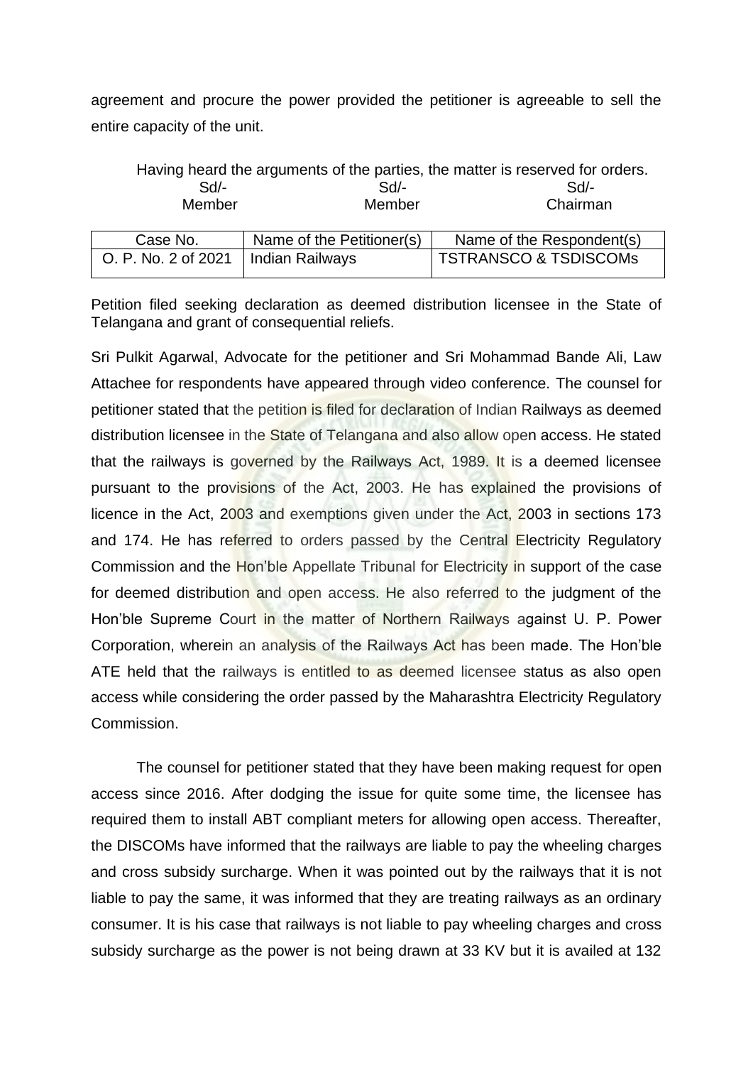agreement and procure the power provided the petitioner is agreeable to sell the entire capacity of the unit.

Having heard the arguments of the parties, the matter is reserved for orders.

| Sd/- | Sd/- | Sd/- |
|---|---|---|
| Member | Member | Chairman |

| Case No. | Name of the Petitioner(s) | Name of the Respondent(s) |
|---|---|---|
| O. P. No. 2 of 2021 | Indian Railways | TSTRANSCO & TSDISCOMs |

Petition filed seeking declaration as deemed distribution licensee in the State of Telangana and grant of consequential reliefs.

Sri Pulkit Agarwal, Advocate for the petitioner and Sri Mohammad Bande Ali, Law Attachee for respondents have appeared through video conference. The counsel for petitioner stated that the petition is filed for declaration of Indian Railways as deemed distribution licensee in the State of Telangana and also allow open access. He stated that the railways is governed by the Railways Act, 1989. It is a deemed licensee pursuant to the provisions of the Act, 2003. He has explained the provisions of licence in the Act, 2003 and exemptions given under the Act, 2003 in sections 173 and 174. He has referred to orders passed by the Central Electricity Regulatory Commission and the Hon'ble Appellate Tribunal for Electricity in support of the case for deemed distribution and open access. He also referred to the judgment of the Hon'ble Supreme Court in the matter of Northern Railways against U. P. Power Corporation, wherein an analysis of the Railways Act has been made. The Hon'ble ATE held that the railways is entitled to as deemed licensee status as also open access while considering the order passed by the Maharashtra Electricity Regulatory Commission.

The counsel for petitioner stated that they have been making request for open access since 2016. After dodging the issue for quite some time, the licensee has required them to install ABT compliant meters for allowing open access. Thereafter, the DISCOMs have informed that the railways are liable to pay the wheeling charges and cross subsidy surcharge. When it was pointed out by the railways that it is not liable to pay the same, it was informed that they are treating railways as an ordinary consumer. It is his case that railways is not liable to pay wheeling charges and cross subsidy surcharge as the power is not being drawn at 33 KV but it is availed at 132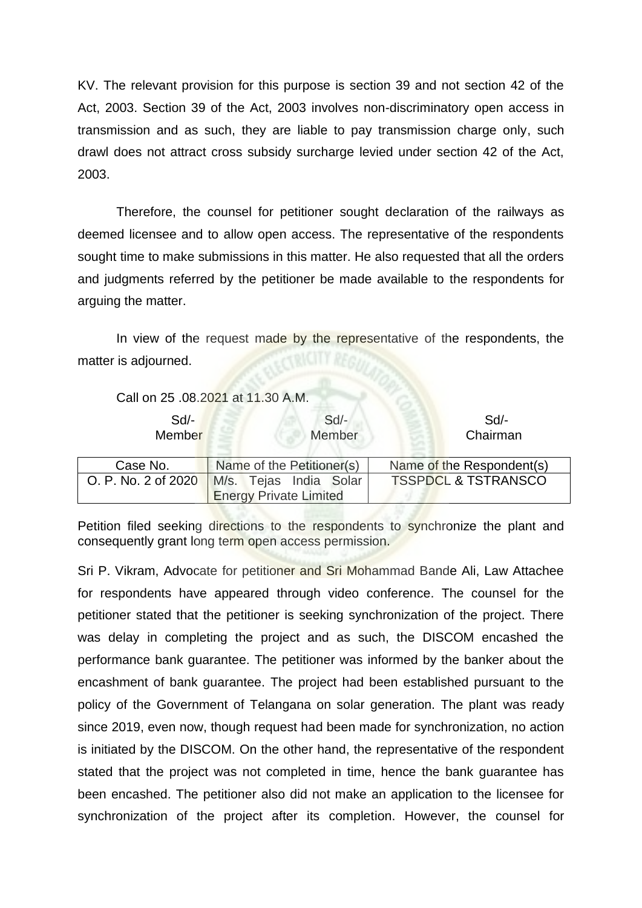KV. The relevant provision for this purpose is section 39 and not section 42 of the Act, 2003. Section 39 of the Act, 2003 involves non-discriminatory open access in transmission and as such, they are liable to pay transmission charge only, such drawl does not attract cross subsidy surcharge levied under section 42 of the Act, 2003.

Therefore, the counsel for petitioner sought declaration of the railways as deemed licensee and to allow open access. The representative of the respondents sought time to make submissions in this matter. He also requested that all the orders and judgments referred by the petitioner be made available to the respondents for arguing the matter.

In view of the request made by the representative of the respondents, the matter is adjourned.

Call on 25 .08.2021 at 11.30 A.M.

| Sd/- Member | Sd/- Member | Sd/- Chairman |
|---|---|---|

| Case No. | Name of the Petitioner(s) | Name of the Respondent(s) |
|---|---|---|
| O. P. No. 2 of 2020 | M/s. Tejas India Solar Energy Private Limited | TSSPDCL & TSTRANSCO |

Petition filed seeking directions to the respondents to synchronize the plant and consequently grant long term open access permission.

Sri P. Vikram, Advocate for petitioner and Sri Mohammad Bande Ali, Law Attachee for respondents have appeared through video conference. The counsel for the petitioner stated that the petitioner is seeking synchronization of the project. There was delay in completing the project and as such, the DISCOM encashed the performance bank guarantee. The petitioner was informed by the banker about the encashment of bank guarantee. The project had been established pursuant to the policy of the Government of Telangana on solar generation. The plant was ready since 2019, even now, though request had been made for synchronization, no action is initiated by the DISCOM. On the other hand, the representative of the respondent stated that the project was not completed in time, hence the bank guarantee has been encashed. The petitioner also did not make an application to the licensee for synchronization of the project after its completion. However, the counsel for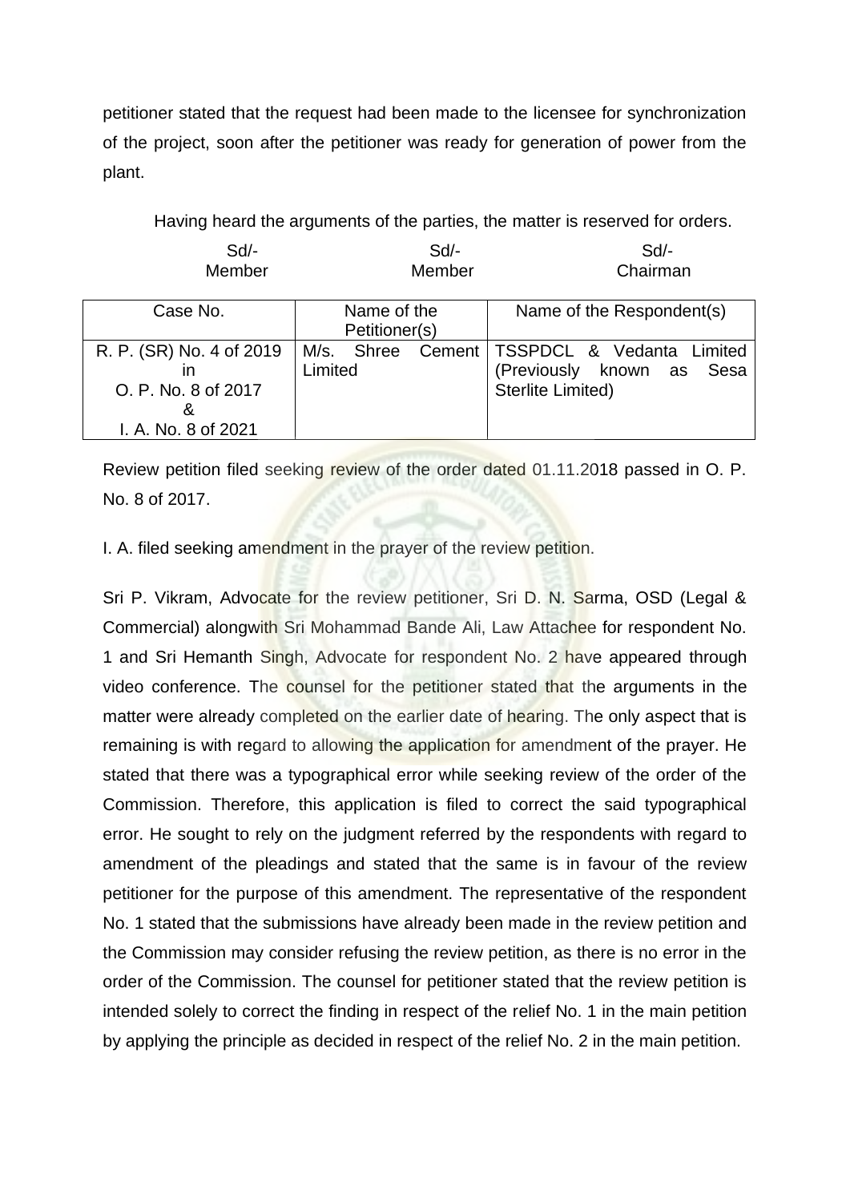petitioner stated that the request had been made to the licensee for synchronization of the project, soon after the petitioner was ready for generation of power from the plant.

Having heard the arguments of the parties, the matter is reserved for orders.

| Sd/- | Sd/- | Sd/- |
|---|---|---|
| Member | Member | Chairman |

| Case No. | Name of the Petitioner(s) | Name of the Respondent(s) |
|---|---|---|
| R. P. (SR) No. 4 of 2019 in O. P. No. 8 of 2017 & I. A. No. 8 of 2021 | M/s. Shree Cement Limited | TSSPDCL & Vedanta Limited (Previously known as Sesa Sterlite Limited) |

Review petition filed seeking review of the order dated 01.11.2018 passed in O. P. No. 8 of 2017.

I. A. filed seeking amendment in the prayer of the review petition.

Sri P. Vikram, Advocate for the review petitioner, Sri D. N. Sarma, OSD (Legal & Commercial) alongwith Sri Mohammad Bande Ali, Law Attachee for respondent No. 1 and Sri Hemanth Singh, Advocate for respondent No. 2 have appeared through video conference. The counsel for the petitioner stated that the arguments in the matter were already completed on the earlier date of hearing. The only aspect that is remaining is with regard to allowing the application for amendment of the prayer. He stated that there was a typographical error while seeking review of the order of the Commission. Therefore, this application is filed to correct the said typographical error. He sought to rely on the judgment referred by the respondents with regard to amendment of the pleadings and stated that the same is in favour of the review petitioner for the purpose of this amendment. The representative of the respondent No. 1 stated that the submissions have already been made in the review petition and the Commission may consider refusing the review petition, as there is no error in the order of the Commission. The counsel for petitioner stated that the review petition is intended solely to correct the finding in respect of the relief No. 1 in the main petition by applying the principle as decided in respect of the relief No. 2 in the main petition.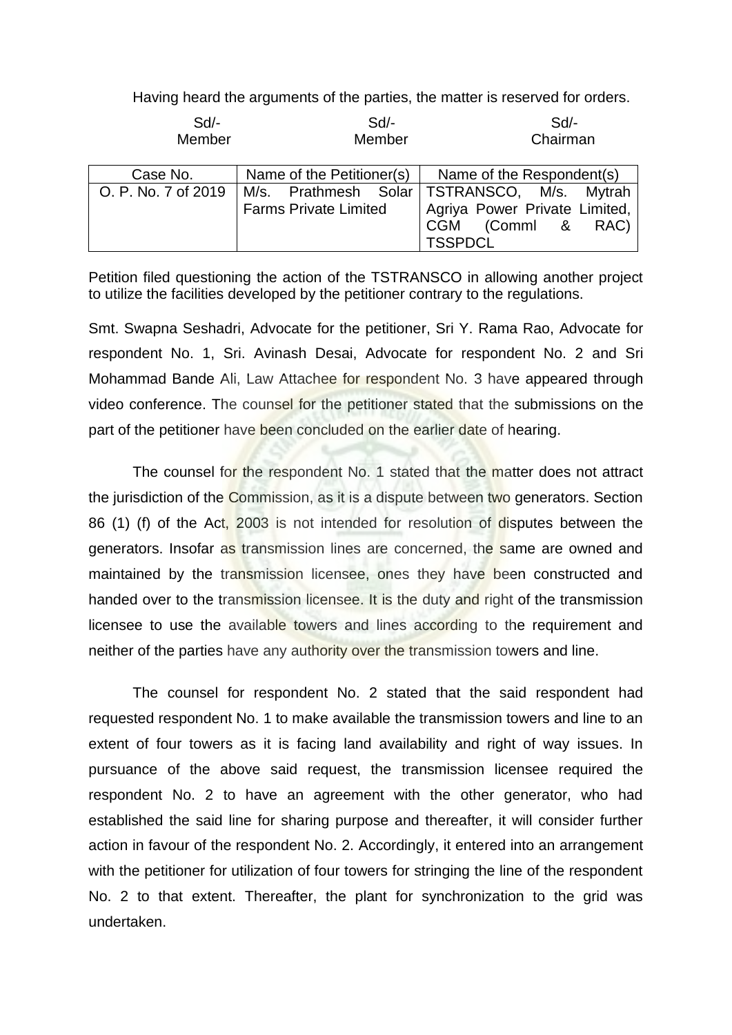Having heard the arguments of the parties, the matter is reserved for orders.

| Sd/- | Sd/- | Sd/- |
|---|---|---|
| Member | Member | Chairman |

| Case No. | Name of the Petitioner(s) | Name of the Respondent(s) |
|---|---|---|
| O. P. No. 7 of 2019 | M/s. Prathmesh Solar Farms Private Limited | TSTRANSCO, M/s. Mytrah Agriya Power Private Limited, CGM (Comml & RAC) TSSPDCL |

Petition filed questioning the action of the TSTRANSCO in allowing another project to utilize the facilities developed by the petitioner contrary to the regulations.

Smt. Swapna Seshadri, Advocate for the petitioner, Sri Y. Rama Rao, Advocate for respondent No. 1, Sri. Avinash Desai, Advocate for respondent No. 2 and Sri Mohammad Bande Ali, Law Attachee for respondent No. 3 have appeared through video conference. The counsel for the petitioner stated that the submissions on the part of the petitioner have been concluded on the earlier date of hearing.

The counsel for the respondent No. 1 stated that the matter does not attract the jurisdiction of the Commission, as it is a dispute between two generators. Section 86 (1) (f) of the Act, 2003 is not intended for resolution of disputes between the generators. Insofar as transmission lines are concerned, the same are owned and maintained by the transmission licensee, ones they have been constructed and handed over to the transmission licensee. It is the duty and right of the transmission licensee to use the available towers and lines according to the requirement and neither of the parties have any authority over the transmission towers and line.

The counsel for respondent No. 2 stated that the said respondent had requested respondent No. 1 to make available the transmission towers and line to an extent of four towers as it is facing land availability and right of way issues. In pursuance of the above said request, the transmission licensee required the respondent No. 2 to have an agreement with the other generator, who had established the said line for sharing purpose and thereafter, it will consider further action in favour of the respondent No. 2. Accordingly, it entered into an arrangement with the petitioner for utilization of four towers for stringing the line of the respondent No. 2 to that extent. Thereafter, the plant for synchronization to the grid was undertaken.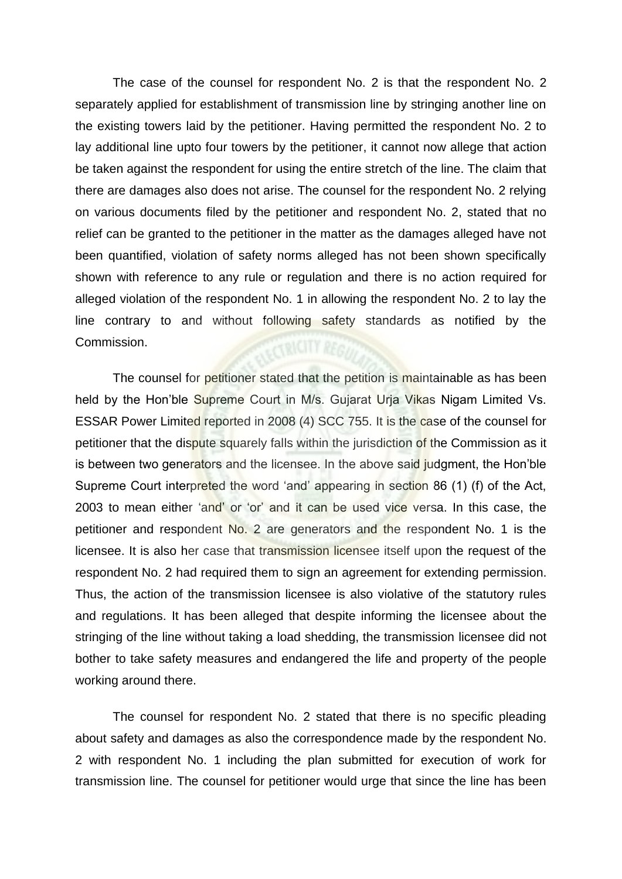The case of the counsel for respondent No. 2 is that the respondent No. 2 separately applied for establishment of transmission line by stringing another line on the existing towers laid by the petitioner. Having permitted the respondent No. 2 to lay additional line upto four towers by the petitioner, it cannot now allege that action be taken against the respondent for using the entire stretch of the line. The claim that there are damages also does not arise. The counsel for the respondent No. 2 relying on various documents filed by the petitioner and respondent No. 2, stated that no relief can be granted to the petitioner in the matter as the damages alleged have not been quantified, violation of safety norms alleged has not been shown specifically shown with reference to any rule or regulation and there is no action required for alleged violation of the respondent No. 1 in allowing the respondent No. 2 to lay the line contrary to and without following safety standards as notified by the Commission.

The counsel for petitioner stated that the petition is maintainable as has been held by the Hon'ble Supreme Court in M/s. Gujarat Urja Vikas Nigam Limited Vs. ESSAR Power Limited reported in 2008 (4) SCC 755. It is the case of the counsel for petitioner that the dispute squarely falls within the jurisdiction of the Commission as it is between two generators and the licensee. In the above said judgment, the Hon'ble Supreme Court interpreted the word 'and' appearing in section 86 (1) (f) of the Act, 2003 to mean either 'and' or 'or' and it can be used vice versa. In this case, the petitioner and respondent No. 2 are generators and the respondent No. 1 is the licensee. It is also her case that transmission licensee itself upon the request of the respondent No. 2 had required them to sign an agreement for extending permission. Thus, the action of the transmission licensee is also violative of the statutory rules and regulations. It has been alleged that despite informing the licensee about the stringing of the line without taking a load shedding, the transmission licensee did not bother to take safety measures and endangered the life and property of the people working around there.

The counsel for respondent No. 2 stated that there is no specific pleading about safety and damages as also the correspondence made by the respondent No. 2 with respondent No. 1 including the plan submitted for execution of work for transmission line. The counsel for petitioner would urge that since the line has been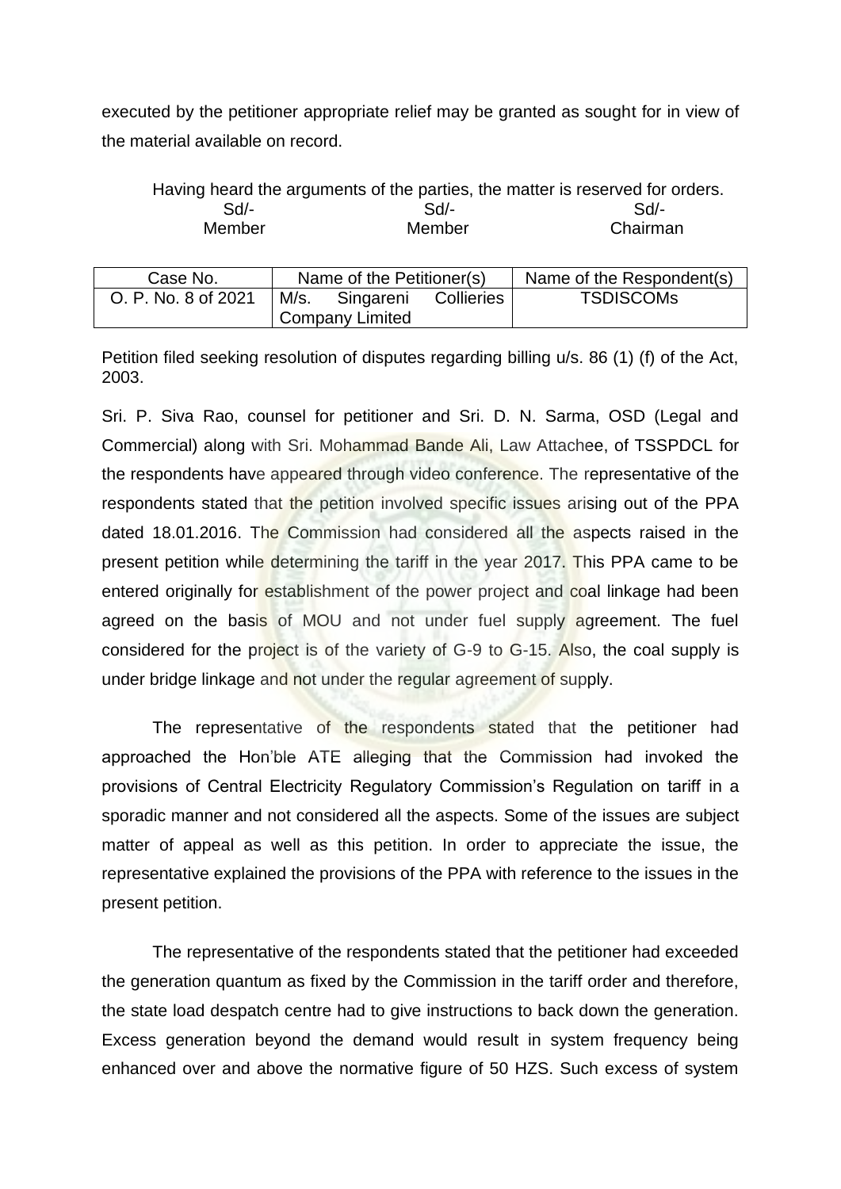executed by the petitioner appropriate relief may be granted as sought for in view of the material available on record.

Having heard the arguments of the parties, the matter is reserved for orders.

| Sd/- | Sd/- | Sd/- |
|---|---|---|
| Member | Member | Chairman |

| Case No. | Name of the Petitioner(s) | Name of the Respondent(s) |
|---|---|---|
| O. P. No. 8 of 2021 | M/s. Singareni Collieries Company Limited | TSDISCOMs |

Petition filed seeking resolution of disputes regarding billing u/s. 86 (1) (f) of the Act, 2003.

Sri. P. Siva Rao, counsel for petitioner and Sri. D. N. Sarma, OSD (Legal and Commercial) along with Sri. Mohammad Bande Ali, Law Attachee, of TSSPDCL for the respondents have appeared through video conference. The representative of the respondents stated that the petition involved specific issues arising out of the PPA dated 18.01.2016. The Commission had considered all the aspects raised in the present petition while determining the tariff in the year 2017. This PPA came to be entered originally for establishment of the power project and coal linkage had been agreed on the basis of MOU and not under fuel supply agreement. The fuel considered for the project is of the variety of G-9 to G-15. Also, the coal supply is under bridge linkage and not under the regular agreement of supply.

The representative of the respondents stated that the petitioner had approached the Hon'ble ATE alleging that the Commission had invoked the provisions of Central Electricity Regulatory Commission's Regulation on tariff in a sporadic manner and not considered all the aspects. Some of the issues are subject matter of appeal as well as this petition. In order to appreciate the issue, the representative explained the provisions of the PPA with reference to the issues in the present petition.

The representative of the respondents stated that the petitioner had exceeded the generation quantum as fixed by the Commission in the tariff order and therefore, the state load despatch centre had to give instructions to back down the generation. Excess generation beyond the demand would result in system frequency being enhanced over and above the normative figure of 50 HZS. Such excess of system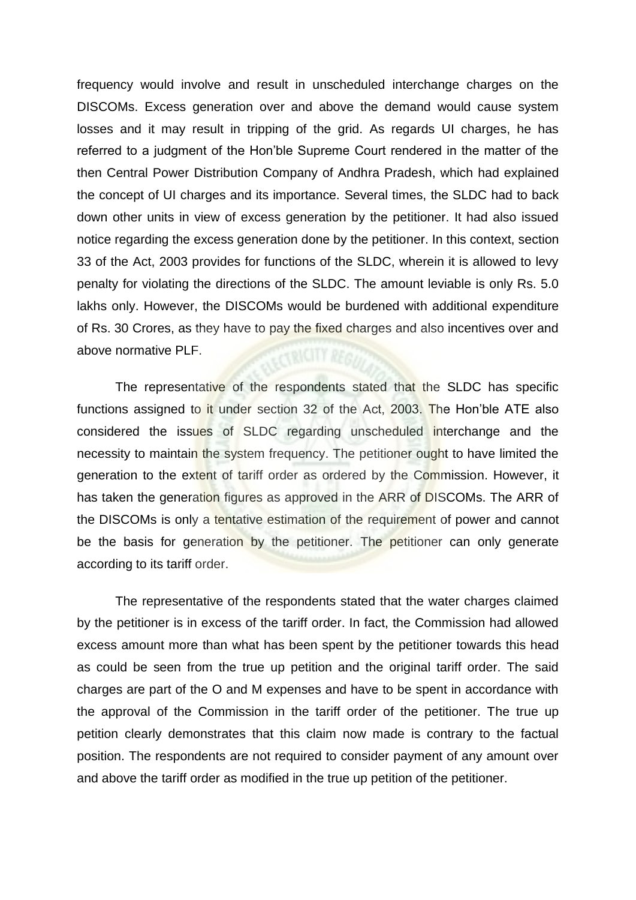frequency would involve and result in unscheduled interchange charges on the DISCOMs. Excess generation over and above the demand would cause system losses and it may result in tripping of the grid. As regards UI charges, he has referred to a judgment of the Hon'ble Supreme Court rendered in the matter of the then Central Power Distribution Company of Andhra Pradesh, which had explained the concept of UI charges and its importance. Several times, the SLDC had to back down other units in view of excess generation by the petitioner. It had also issued notice regarding the excess generation done by the petitioner. In this context, section 33 of the Act, 2003 provides for functions of the SLDC, wherein it is allowed to levy penalty for violating the directions of the SLDC. The amount leviable is only Rs. 5.0 lakhs only. However, the DISCOMs would be burdened with additional expenditure of Rs. 30 Crores, as they have to pay the fixed charges and also incentives over and above normative PLF.

The representative of the respondents stated that the SLDC has specific functions assigned to it under section 32 of the Act, 2003. The Hon'ble ATE also considered the issues of SLDC regarding unscheduled interchange and the necessity to maintain the system frequency. The petitioner ought to have limited the generation to the extent of tariff order as ordered by the Commission. However, it has taken the generation figures as approved in the ARR of DISCOMs. The ARR of the DISCOMs is only a tentative estimation of the requirement of power and cannot be the basis for generation by the petitioner. The petitioner can only generate according to its tariff order.

The representative of the respondents stated that the water charges claimed by the petitioner is in excess of the tariff order. In fact, the Commission had allowed excess amount more than what has been spent by the petitioner towards this head as could be seen from the true up petition and the original tariff order. The said charges are part of the O and M expenses and have to be spent in accordance with the approval of the Commission in the tariff order of the petitioner. The true up petition clearly demonstrates that this claim now made is contrary to the factual position. The respondents are not required to consider payment of any amount over and above the tariff order as modified in the true up petition of the petitioner.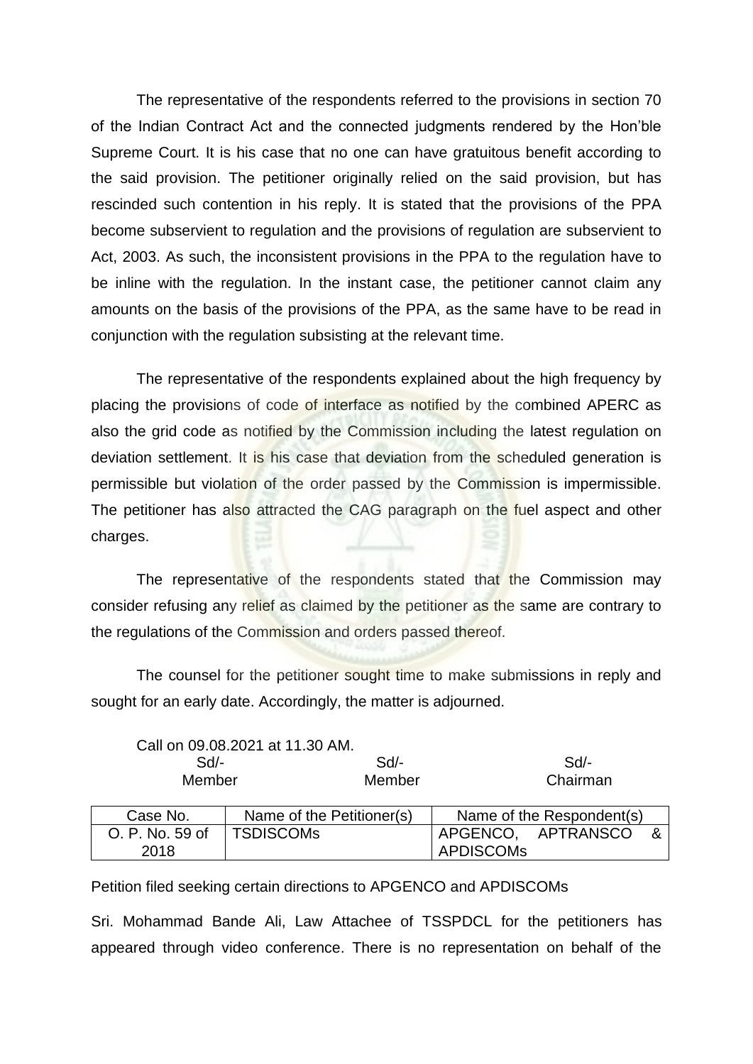The representative of the respondents referred to the provisions in section 70 of the Indian Contract Act and the connected judgments rendered by the Hon'ble Supreme Court. It is his case that no one can have gratuitous benefit according to the said provision. The petitioner originally relied on the said provision, but has rescinded such contention in his reply. It is stated that the provisions of the PPA become subservient to regulation and the provisions of regulation are subservient to Act, 2003. As such, the inconsistent provisions in the PPA to the regulation have to be inline with the regulation. In the instant case, the petitioner cannot claim any amounts on the basis of the provisions of the PPA, as the same have to be read in conjunction with the regulation subsisting at the relevant time.

The representative of the respondents explained about the high frequency by placing the provisions of code of interface as notified by the combined APERC as also the grid code as notified by the Commission including the latest regulation on deviation settlement. It is his case that deviation from the scheduled generation is permissible but violation of the order passed by the Commission is impermissible. The petitioner has also attracted the CAG paragraph on the fuel aspect and other charges.

The representative of the respondents stated that the Commission may consider refusing any relief as claimed by the petitioner as the same are contrary to the regulations of the Commission and orders passed thereof.

The counsel for the petitioner sought time to make submissions in reply and sought for an early date. Accordingly, the matter is adjourned.

Call on 09.08.2021 at 11.30 AM.

| Sd/- | Sd/- | Sd/- |
|---|---|---|
| Member | Member | Chairman |

| Case No. | Name of the Petitioner(s) | Name of the Respondent(s) |
|---|---|---|
| O. P. No. 59 of 2018 | TSDISCOMs | APGENCO, APTRANSCO & APDISCOMs |

Petition filed seeking certain directions to APGENCO and APDISCOMs

Sri. Mohammad Bande Ali, Law Attachee of TSSPDCL for the petitioners has appeared through video conference. There is no representation on behalf of the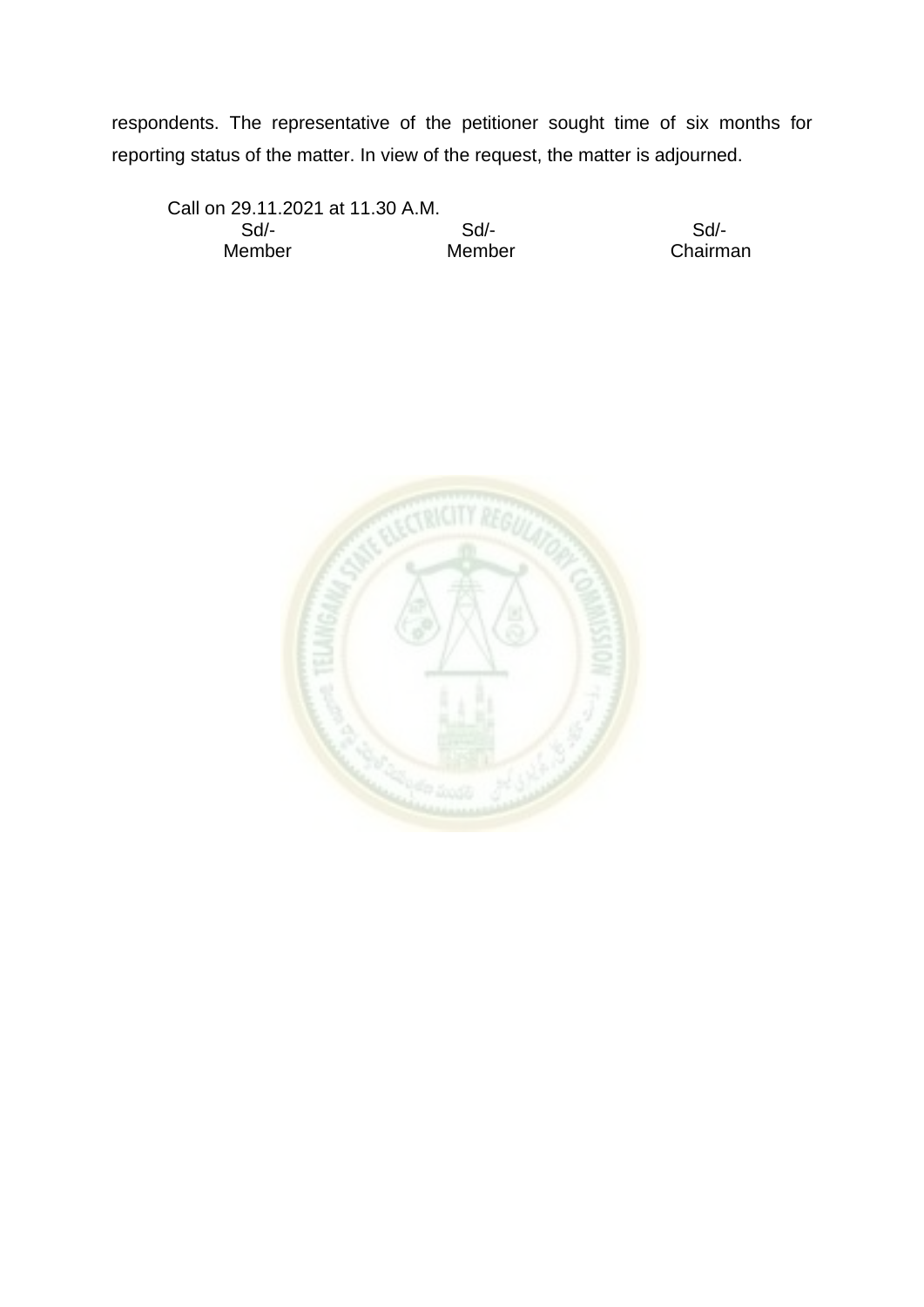respondents. The representative of the petitioner sought time of six months for reporting status of the matter. In view of the request, the matter is adjourned.

Call on 29.11.2021 at 11.30 A.M.

| | | |
|---|---|---|
| Sd/- | Sd/- | Sd/- |
| Member | Member | Chairman |